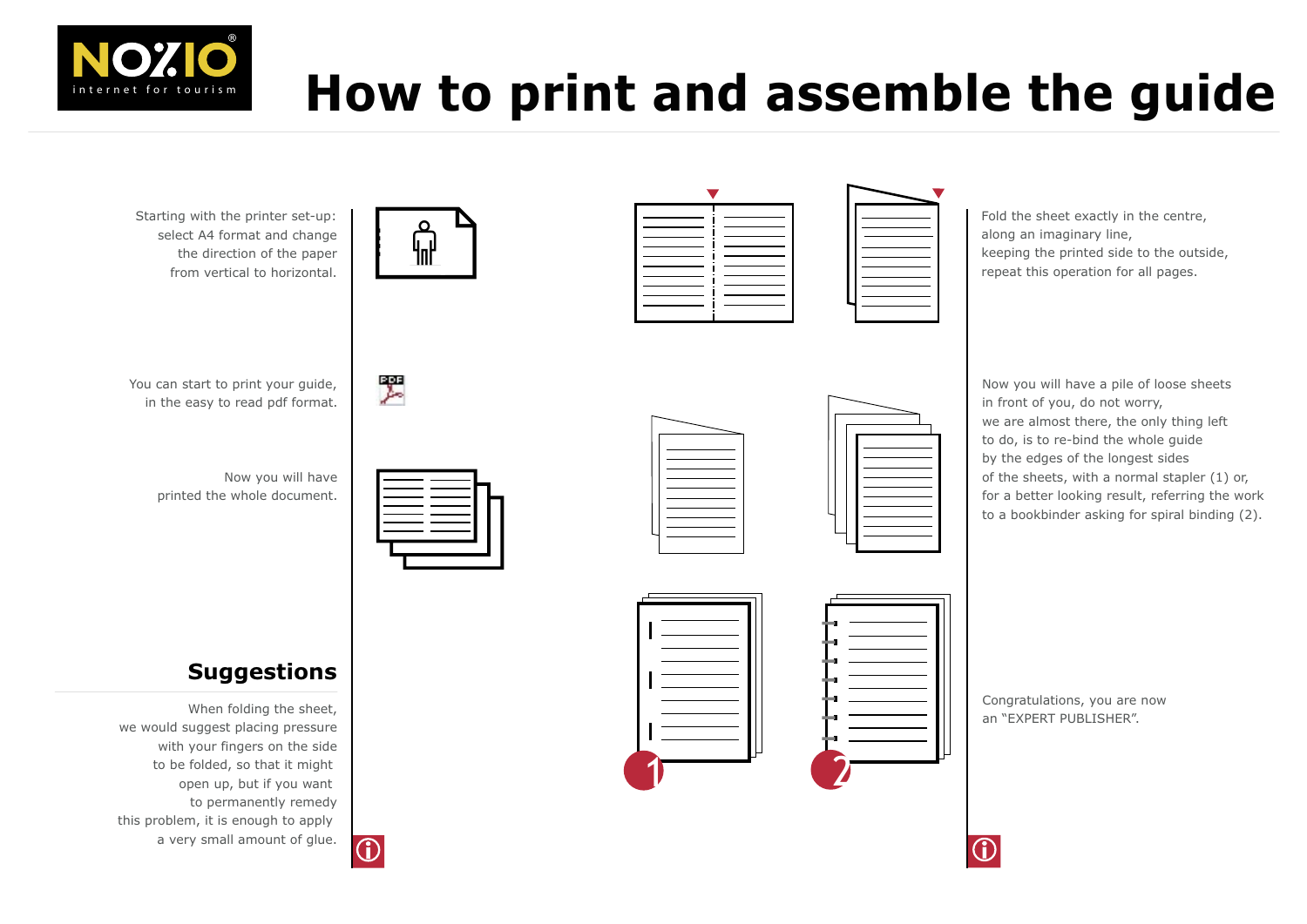# How to print and assemble the guide

Starting with the printer set-up: select A4 format and change the direction of the paper from vertical to horizontal.

You can start to print your guide, in the easy to read pdf format.

Now you will have printed the whole document.

Fold the sheet exactly in the centre, along an imaginary line, keeping the printed side to the outside, repeat this operation for all pages.

Now you will have a pile of loose sheets in front of you, do not worry, we are almost there, the only thing left to do, is to re-bind the whole guide by the edges of the longest sides of the sheets, with a normal stapler (1) or, for a better looking result, referring the work to a bookbinder asking for spiral binding (2).

Congratulations, you are now an "EXPERT PUBLISHER".

## Suggestions

When folding the sheet, we would suggest placing pressure with your fingers on the side to be folded, so that it might open up, but if you want to permanently remedy this problem, it is enough to apply a very small amount of glue.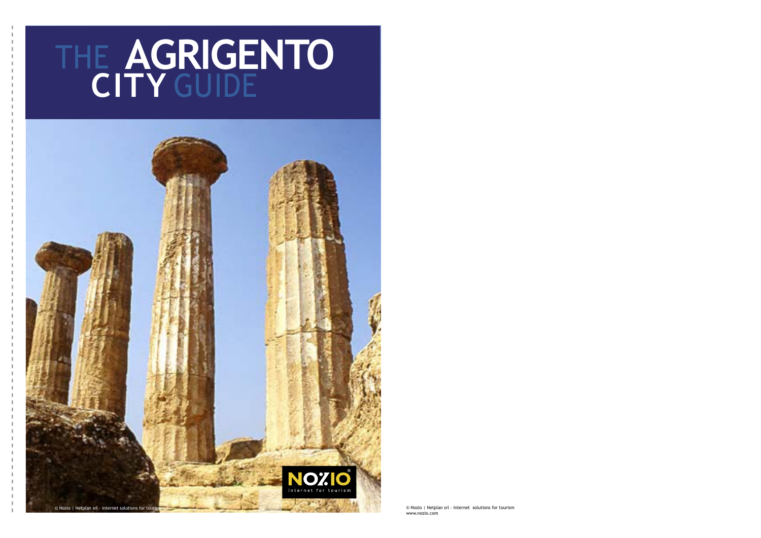# THE AGRIGENTO CITY GUIDE

© Nozio | Netplan srl - Internet solutions for tourism

© Nozio | Netplan srl - Internet solutions for tourism
www.nozio.com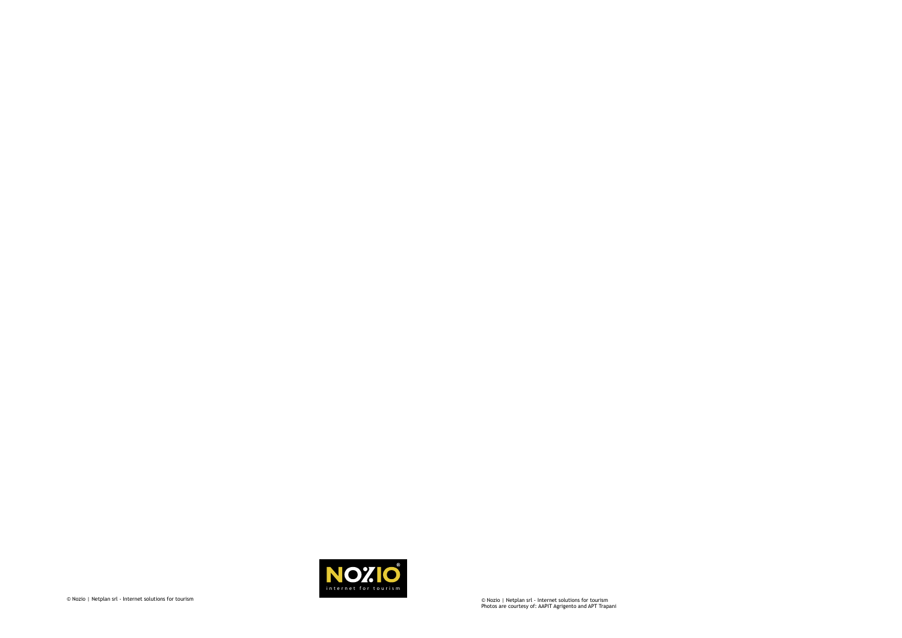NOZIO
internet for tourism

© Nozio | Netplan srl - Internet solutions for tourism

© Nozio | Netplan srl - Internet solutions for tourism
Photos are courtesy of: AAPIT Agrigento and APT Trapani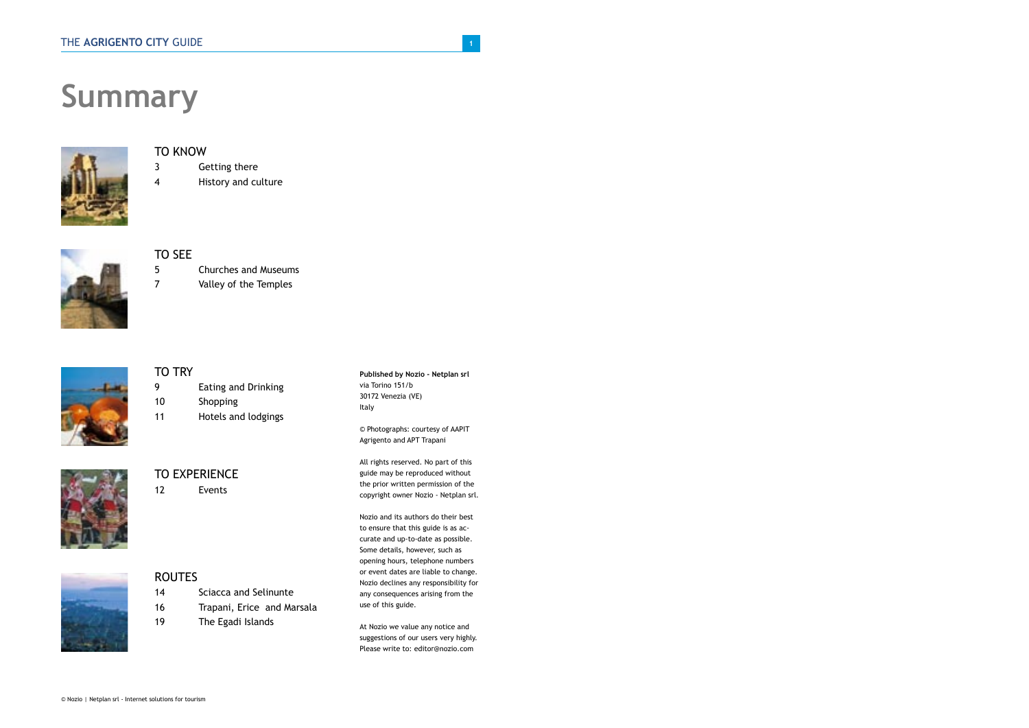# Summary

## TO KNOW

| | |
|---|---|
| 3 | Getting there |
| 4 | History and culture |

## TO SEE

| | |
|---|---|
| 5 | Churches and Museums |
| 7 | Valley of the Temples |

## TO TRY

| | |
|---|---|
| 9 | Eating and Drinking |
| 10 | Shopping |
| 11 | Hotels and lodgings |

## TO EXPERIENCE

| | |
|---|---|
| 12 | Events |

## ROUTES

| | |
|---|---|
| 14 | Sciacca and Selinunte |
| 16 | Trapani, Erice and Marsala |
| 19 | The Egadi Islands |

**Published by Nozio - Netplan srl**
via Torino 151/b
30172 Venezia (VE)
Italy

© Photographs: courtesy of AAPIT Agrigento and APT Trapani

All rights reserved. No part of this guide may be reproduced without the prior written permission of the copyright owner Nozio - Netplan srl.

Nozio and its authors do their best to ensure that this guide is as accurate and up-to-date as possible. Some details, however, such as opening hours, telephone numbers or event dates are liable to change. Nozio declines any responsibility for any consequences arising from the use of this guide.

At Nozio we value any notice and suggestions of our users very highly. Please write to: editor@nozio.com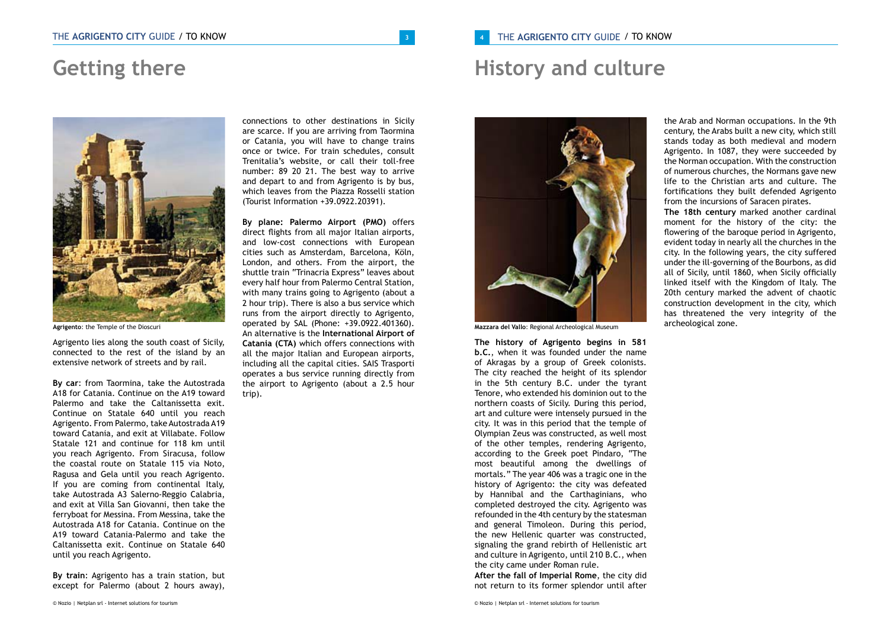# Getting there

Agrigento: the Temple of the Dioscuri

Agrigento lies along the south coast of Sicily, connected to the rest of the island by an extensive network of streets and by rail.

**By car**: from Taormina, take the Autostrada A18 for Catania. Continue on the A19 toward Palermo and take the Caltanissetta exit. Continue on Statale 640 until you reach Agrigento. From Palermo, take Autostrada A19 toward Catania, and exit at Villabate. Follow Statale 121 and continue for 118 km until you reach Agrigento. From Siracusa, follow the coastal route on Statale 115 via Noto, Ragusa and Gela until you reach Agrigento. If you are coming from continental Italy, take Autostrada A3 Salerno-Reggio Calabria, and exit at Villa San Giovanni, then take the ferryboat for Messina. From Messina, take the Autostrada A18 for Catania. Continue on the A19 toward Catania-Palermo and take the Caltanissetta exit. Continue on Statale 640 until you reach Agrigento.

**By train**: Agrigento has a train station, but except for Palermo (about 2 hours away), connections to other destinations in Sicily are scarce. If you are arriving from Taormina or Catania, you will have to change trains once or twice. For train schedules, consult Trenitalia's website, or call their toll-free number: 89 20 21. The best way to arrive and depart to and from Agrigento is by bus, which leaves from the Piazza Rosselli station (Tourist Information +39.0922.20391).

**By plane: Palermo Airport (PMO)** offers direct flights from all major Italian airports, and low-cost connections with European cities such as Amsterdam, Barcelona, Köln, London, and others. From the airport, the shuttle train "Trinacria Express" leaves about every half hour from Palermo Central Station, with many trains going to Agrigento (about a 2 hour trip). There is also a bus service which runs from the airport directly to Agrigento, operated by SAL (Phone: +39.0922.401360). An alternative is the **International Airport of Catania (CTA)** which offers connections with all the major Italian and European airports, including all the capital cities. SAIS Trasporti operates a bus service running directly from the airport to Agrigento (about a 2.5 hour trip).

# History and culture

Mazzara del Vallo: Regional Archeological Museum

**The history of Agrigento begins in 581 b.C.**, when it was founded under the name of Akragas by a group of Greek colonists. The city reached the height of its splendor in the 5th century B.C. under the tyrant Tenore, who extended his dominion out to the northern coasts of Sicily. During this period, art and culture were intensely pursued in the city. It was in this period that the temple of Olympian Zeus was constructed, as well most of the other temples, rendering Agrigento, according to the Greek poet Pindaro, "The most beautiful among the dwellings of mortals." The year 406 was a tragic one in the history of Agrigento: the city was defeated by Hannibal and the Carthaginians, who completed destroyed the city. Agrigento was refounded in the 4th century by the statesman and general Timoleon. During this period, the new Hellenic quarter was constructed, signaling the grand rebirth of Hellenistic art and culture in Agrigento, until 210 B.C., when the city came under Roman rule.

**After the fall of Imperial Rome**, the city did not return to its former splendor until after the Arab and Norman occupations. In the 9th century, the Arabs built a new city, which still stands today as both medieval and modern Agrigento. In 1087, they were succeeded by the Norman occupation. With the construction of numerous churches, the Normans gave new life to the Christian arts and culture. The fortifications they built defended Agrigento from the incursions of Saracen pirates.

**The 18th century** marked another cardinal moment for the history of the city: the flowering of the baroque period in Agrigento, evident today in nearly all the churches in the city. In the following years, the city suffered under the ill-governing of the Bourbons, as did all of Sicily, until 1860, when Sicily officially linked itself with the Kingdom of Italy. The 20th century marked the advent of chaotic construction development in the city, which has threatened the very integrity of the archeological zone.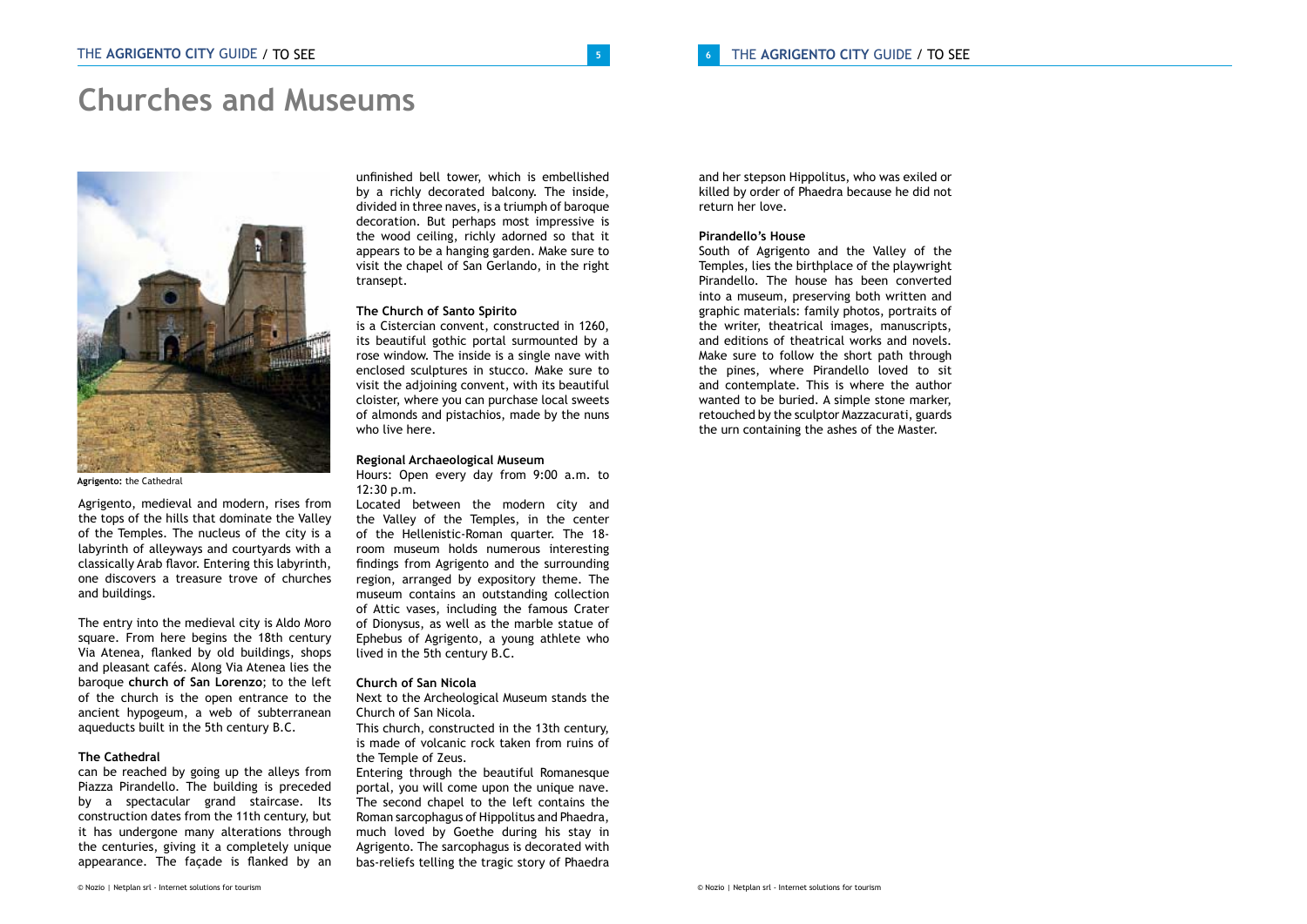# Churches and Museums

**Agrigento:** the Cathedral

Agrigento, medieval and modern, rises from the tops of the hills that dominate the Valley of the Temples. The nucleus of the city is a labyrinth of alleyways and courtyards with a classically Arab flavor. Entering this labyrinth, one discovers a treasure trove of churches and buildings.

The entry into the medieval city is Aldo Moro square. From here begins the 18th century Via Atenea, flanked by old buildings, shops and pleasant cafés. Along Via Atenea lies the baroque **church of San Lorenzo**; to the left of the church is the open entrance to the ancient hypogeum, a web of subterranean aqueducts built in the 5th century B.C.

### The Cathedral

can be reached by going up the alleys from Piazza Pirandello. The building is preceded by a spectacular grand staircase. Its construction dates from the 11th century, but it has undergone many alterations through the centuries, giving it a completely unique appearance. The façade is flanked by an unfinished bell tower, which is embellished by a richly decorated balcony. The inside, divided in three naves, is a triumph of baroque decoration. But perhaps most impressive is the wood ceiling, richly adorned so that it appears to be a hanging garden. Make sure to visit the chapel of San Gerlando, in the right transept.

### The Church of Santo Spirito

is a Cistercian convent, constructed in 1260, its beautiful gothic portal surmounted by a rose window. The inside is a single nave with enclosed sculptures in stucco. Make sure to visit the adjoining convent, with its beautiful cloister, where you can purchase local sweets of almonds and pistachios, made by the nuns who live here.

### Regional Archaeological Museum

Hours: Open every day from 9:00 a.m. to 12:30 p.m.

Located between the modern city and the Valley of the Temples, in the center of the Hellenistic-Roman quarter. The 18-room museum holds numerous interesting findings from Agrigento and the surrounding region, arranged by expository theme. The museum contains an outstanding collection of Attic vases, including the famous Crater of Dionysus, as well as the marble statue of Ephebus of Agrigento, a young athlete who lived in the 5th century B.C.

### Church of San Nicola

Next to the Archeological Museum stands the Church of San Nicola.

This church, constructed in the 13th century, is made of volcanic rock taken from ruins of the Temple of Zeus.

Entering through the beautiful Romanesque portal, you will come upon the unique nave. The second chapel to the left contains the Roman sarcophagus of Hippolitus and Phaedra, much loved by Goethe during his stay in Agrigento. The sarcophagus is decorated with bas-reliefs telling the tragic story of Phaedra and her stepson Hippolitus, who was exiled or killed by order of Phaedra because he did not return her love.

### Pirandello's House

South of Agrigento and the Valley of the Temples, lies the birthplace of the playwright Pirandello. The house has been converted into a museum, preserving both written and graphic materials: family photos, portraits of the writer, theatrical images, manuscripts, and editions of theatrical works and novels. Make sure to follow the short path through the pines, where Pirandello loved to sit and contemplate. This is where the author wanted to be buried. A simple stone marker, retouched by the sculptor Mazzacurati, guards the urn containing the ashes of the Master.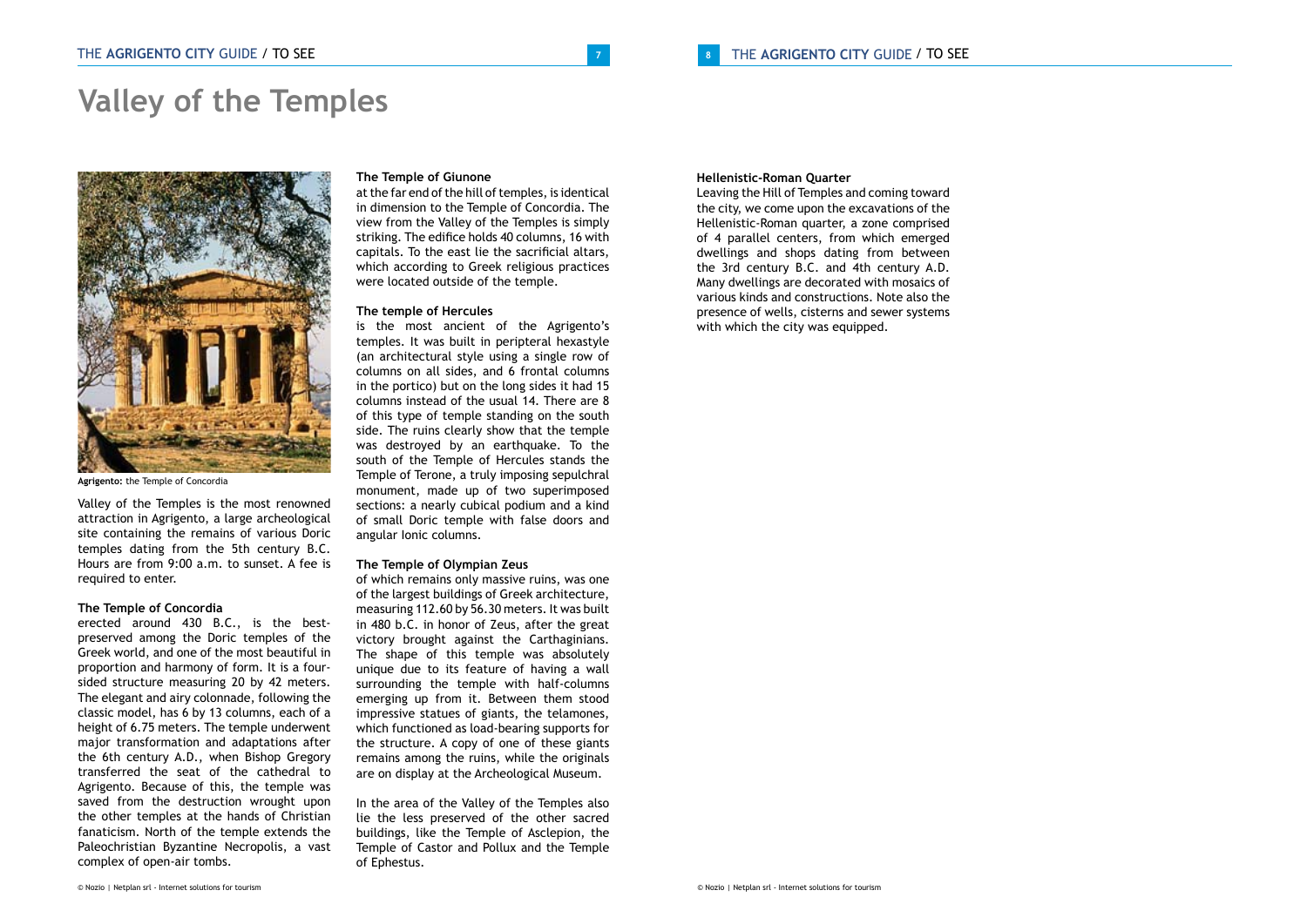# Valley of the Temples

Agrigento: the Temple of Concordia

Valley of the Temples is the most renowned attraction in Agrigento, a large archeological site containing the remains of various Doric temples dating from the 5th century B.C. Hours are from 9:00 a.m. to sunset. A fee is required to enter.

**The Temple of Concordia**
erected around 430 B.C., is the best-preserved among the Doric temples of the Greek world, and one of the most beautiful in proportion and harmony of form. It is a four-sided structure measuring 20 by 42 meters. The elegant and airy colonnade, following the classic model, has 6 by 13 columns, each of a height of 6.75 meters. The temple underwent major transformation and adaptations after the 6th century A.D., when Bishop Gregory transferred the seat of the cathedral to Agrigento. Because of this, the temple was saved from the destruction wrought upon the other temples at the hands of Christian fanaticism. North of the temple extends the Paleochristian Byzantine Necropolis, a vast complex of open-air tombs.

**The Temple of Giunone**
at the far end of the hill of temples, is identical in dimension to the Temple of Concordia. The view from the Valley of the Temples is simply striking. The edifice holds 40 columns, 16 with capitals. To the east lie the sacrificial altars, which according to Greek religious practices were located outside of the temple.

**The temple of Hercules**
is the most ancient of the Agrigento's temples. It was built in peripteral hexastyle (an architectural style using a single row of columns on all sides, and 6 frontal columns in the portico) but on the long sides it had 15 columns instead of the usual 14. There are 8 of this type of temple standing on the south side. The ruins clearly show that the temple was destroyed by an earthquake. To the south of the Temple of Hercules stands the Temple of Terone, a truly imposing sepulchral monument, made up of two superimposed sections: a nearly cubical podium and a kind of small Doric temple with false doors and angular Ionic columns.

**The Temple of Olympian Zeus**
of which remains only massive ruins, was one of the largest buildings of Greek architecture, measuring 112.60 by 56.30 meters. It was built in 480 b.C. in honor of Zeus, after the great victory brought against the Carthaginians. The shape of this temple was absolutely unique due to its feature of having a wall surrounding the temple with half-columns emerging up from it. Between them stood impressive statues of giants, the telamones, which functioned as load-bearing supports for the structure. A copy of one of these giants remains among the ruins, while the originals are on display at the Archeological Museum.

In the area of the Valley of the Temples also lie the less preserved of the other sacred buildings, like the Temple of Asclepion, the Temple of Castor and Pollux and the Temple of Ephestus.

**Hellenistic-Roman Quarter**
Leaving the Hill of Temples and coming toward the city, we come upon the excavations of the Hellenistic-Roman quarter, a zone comprised of 4 parallel centers, from which emerged dwellings and shops dating from between the 3rd century B.C. and 4th century A.D. Many dwellings are decorated with mosaics of various kinds and constructions. Note also the presence of wells, cisterns and sewer systems with which the city was equipped.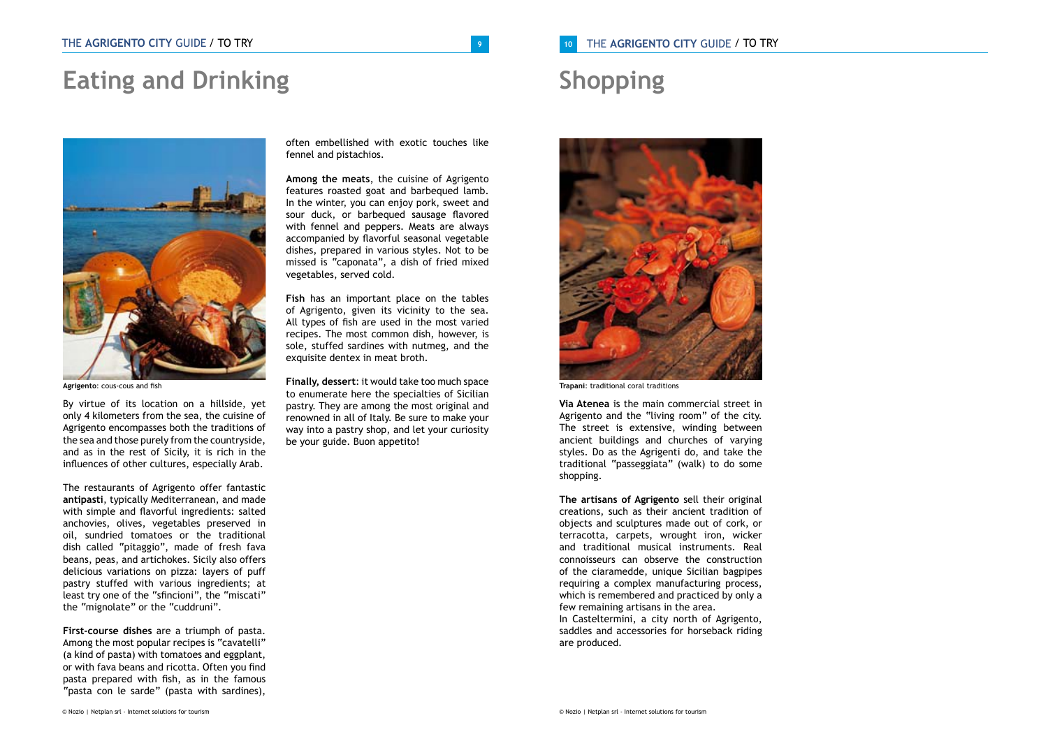# Eating and Drinking

Agrigento: cous-cous and fish

By virtue of its location on a hillside, yet only 4 kilometers from the sea, the cuisine of Agrigento encompasses both the traditions of the sea and those purely from the countryside, and as in the rest of Sicily, it is rich in the influences of other cultures, especially Arab.

The restaurants of Agrigento offer fantastic **antipasti**, typically Mediterranean, and made with simple and flavorful ingredients: salted anchovies, olives, vegetables preserved in oil, sundried tomatoes or the traditional dish called "pitaggio", made of fresh fava beans, peas, and artichokes. Sicily also offers delicious variations on pizza: layers of puff pastry stuffed with various ingredients; at least try one of the "sfincioni", the "miscati" the "mignolate" or the "cuddruni".

**First-course dishes** are a triumph of pasta. Among the most popular recipes is "cavatelli" (a kind of pasta) with tomatoes and eggplant, or with fava beans and ricotta. Often you find pasta prepared with fish, as in the famous "pasta con le sarde" (pasta with sardines), often embellished with exotic touches like fennel and pistachios.

**Among the meats**, the cuisine of Agrigento features roasted goat and barbequed lamb. In the winter, you can enjoy pork, sweet and sour duck, or barbequed sausage flavored with fennel and peppers. Meats are always accompanied by flavorful seasonal vegetable dishes, prepared in various styles. Not to be missed is "caponata", a dish of fried mixed vegetables, served cold.

**Fish** has an important place on the tables of Agrigento, given its vicinity to the sea. All types of fish are used in the most varied recipes. The most common dish, however, is sole, stuffed sardines with nutmeg, and the exquisite dentex in meat broth.

**Finally, dessert**: it would take too much space to enumerate here the specialties of Sicilian pastry. They are among the most original and renowned in all of Italy. Be sure to make your way into a pastry shop, and let your curiosity be your guide. Buon appetito!

# Shopping

Trapani: traditional coral traditions

**Via Atenea** is the main commercial street in Agrigento and the "living room" of the city. The street is extensive, winding between ancient buildings and churches of varying styles. Do as the Agrigenti do, and take the traditional "passeggiata" (walk) to do some shopping.

**The artisans of Agrigento** sell their original creations, such as their ancient tradition of objects and sculptures made out of cork, or terracotta, carpets, wrought iron, wicker and traditional musical instruments. Real connoisseurs can observe the construction of the ciaramedde, unique Sicilian bagpipes requiring a complex manufacturing process, which is remembered and practiced by only a few remaining artisans in the area.
In Casteltermini, a city north of Agrigento, saddles and accessories for horseback riding are produced.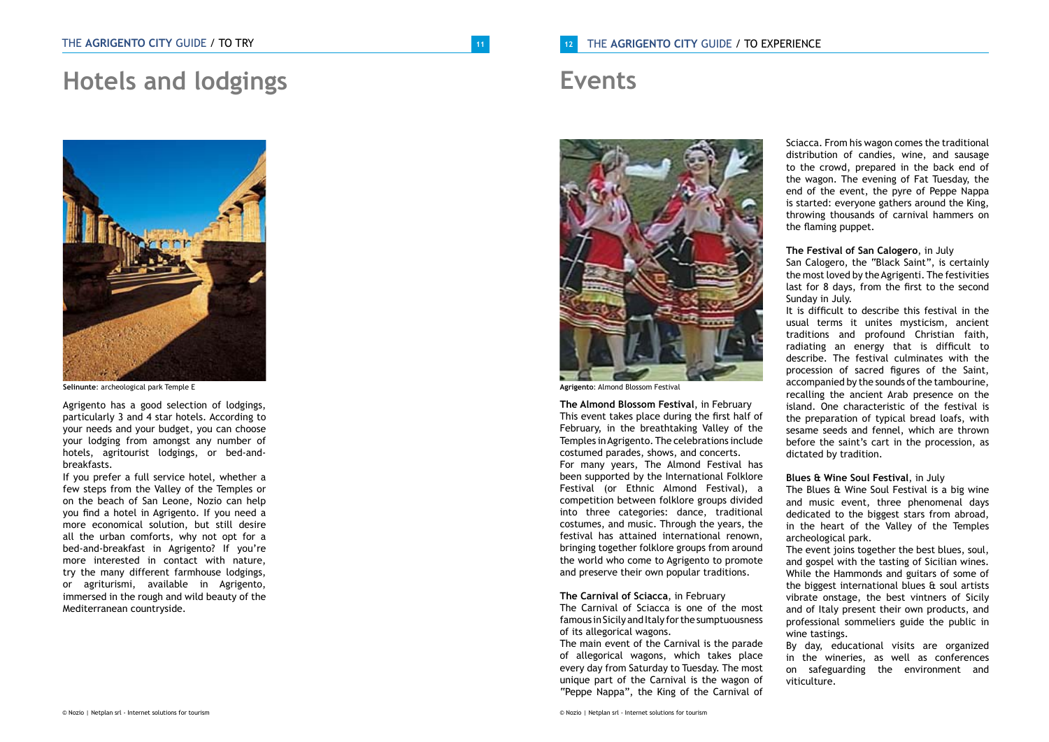# Hotels and lodgings

**Selinunte**: archeological park Temple E

Agrigento has a good selection of lodgings, particularly 3 and 4 star hotels. According to your needs and your budget, you can choose your lodging from amongst any number of hotels, agritourist lodgings, or bed-and-breakfasts.

If you prefer a full service hotel, whether a few steps from the Valley of the Temples or on the beach of San Leone, Nozio can help you find a hotel in Agrigento. If you need a more economical solution, but still desire all the urban comforts, why not opt for a bed-and-breakfast in Agrigento? If you're more interested in contact with nature, try the many different farmhouse lodgings, or agriturismi, available in Agrigento, immersed in the rough and wild beauty of the Mediterranean countryside.

# Events

**Agrigento**: Almond Blossom Festival

**The Almond Blossom Festival**, in February
This event takes place during the first half of February, in the breathtaking Valley of the Temples in Agrigento. The celebrations include costumed parades, shows, and concerts.
For many years, The Almond Festival has been supported by the International Folklore Festival (or Ethnic Almond Festival), a competition between folklore groups divided into three categories: dance, traditional costumes, and music. Through the years, the festival has attained international renown, bringing together folklore groups from around the world who come to Agrigento to promote and preserve their own popular traditions.

**The Carnival of Sciacca**, in February
The Carnival of Sciacca is one of the most famous in Sicily and Italy for the sumptuousness of its allegorical wagons.
The main event of the Carnival is the parade of allegorical wagons, which takes place every day from Saturday to Tuesday. The most unique part of the Carnival is the wagon of "Peppe Nappa", the King of the Carnival of Sciacca. From his wagon comes the traditional distribution of candies, wine, and sausage to the crowd, prepared in the back end of the wagon. The evening of Fat Tuesday, the end of the event, the pyre of Peppe Nappa is started: everyone gathers around the King, throwing thousands of carnival hammers on the flaming puppet.

**The Festival of San Calogero**, in July
San Calogero, the "Black Saint", is certainly the most loved by the Agrigenti. The festivities last for 8 days, from the first to the second Sunday in July.
It is difficult to describe this festival in the usual terms it unites mysticism, ancient traditions and profound Christian faith, radiating an energy that is difficult to describe. The festival culminates with the procession of sacred figures of the Saint, accompanied by the sounds of the tambourine, recalling the ancient Arab presence on the island. One characteristic of the festival is the preparation of typical bread loafs, with sesame seeds and fennel, which are thrown before the saint's cart in the procession, as dictated by tradition.

**Blues & Wine Soul Festival**, in July
The Blues & Wine Soul Festival is a big wine and music event, three phenomenal days dedicated to the biggest stars from abroad, in the heart of the Valley of the Temples archeological park.
The event joins together the best blues, soul, and gospel with the tasting of Sicilian wines. While the Hammonds and guitars of some of the biggest international blues & soul artists vibrate onstage, the best vintners of Sicily and of Italy present their own products, and professional sommeliers guide the public in wine tastings.
By day, educational visits are organized in the wineries, as well as conferences on safeguarding the environment and viticulture.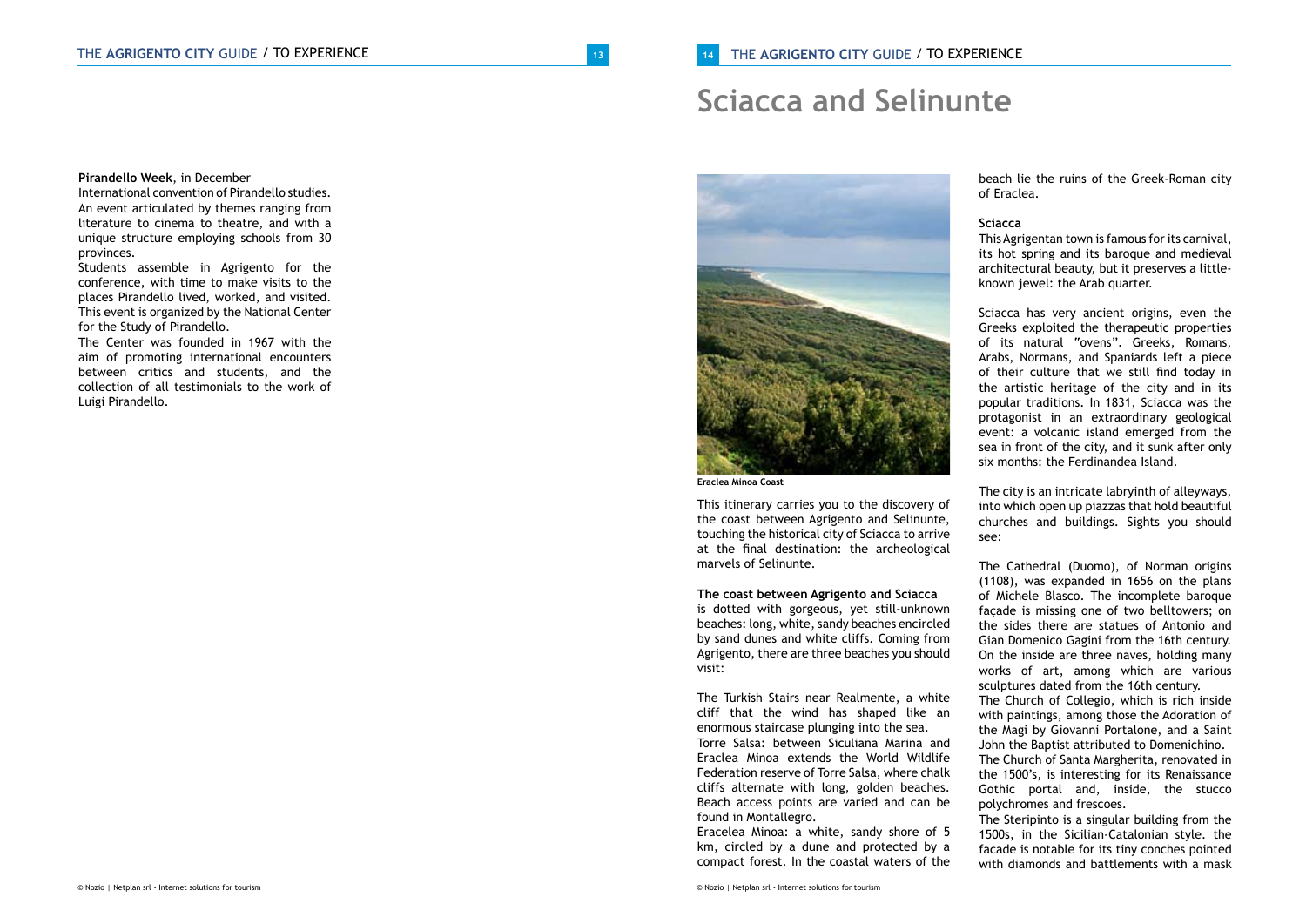**Pirandello Week**, in December
International convention of Pirandello studies. An event articulated by themes ranging from literature to cinema to theatre, and with a unique structure employing schools from 30 provinces.
Students assemble in Agrigento for the conference, with time to make visits to the places Pirandello lived, worked, and visited. This event is organized by the National Center for the Study of Pirandello.
The Center was founded in 1967 with the aim of promoting international encounters between critics and students, and the collection of all testimonials to the work of Luigi Pirandello.

# Sciacca and Selinunte

Eraclea Minoa Coast

This itinerary carries you to the discovery of the coast between Agrigento and Selinunte, touching the historical city of Sciacca to arrive at the final destination: the archeological marvels of Selinunte.

**The coast between Agrigento and Sciacca** is dotted with gorgeous, yet still-unknown beaches: long, white, sandy beaches encircled by sand dunes and white cliffs. Coming from Agrigento, there are three beaches you should visit:

The Turkish Stairs near Realmente, a white cliff that the wind has shaped like an enormous staircase plunging into the sea.
Torre Salsa: between Siculiana Marina and Eraclea Minoa extends the World Wildlife Federation reserve of Torre Salsa, where chalk cliffs alternate with long, golden beaches. Beach access points are varied and can be found in Montallegro.
Eracelea Minoa: a white, sandy shore of 5 km, circled by a dune and protected by a compact forest. In the coastal waters of the beach lie the ruins of the Greek-Roman city of Eraclea.

**Sciacca**
This Agrigentan town is famous for its carnival, its hot spring and its baroque and medieval architectural beauty, but it preserves a little-known jewel: the Arab quarter.

Sciacca has very ancient origins, even the Greeks exploited the therapeutic properties of its natural "ovens". Greeks, Romans, Arabs, Normans, and Spaniards left a piece of their culture that we still find today in the artistic heritage of the city and in its popular traditions. In 1831, Sciacca was the protagonist in an extraordinary geological event: a volcanic island emerged from the sea in front of the city, and it sunk after only six months: the Ferdinandea Island.

The city is an intricate labyrinth of alleyways, into which open up piazzas that hold beautiful churches and buildings. Sights you should see:

The Cathedral (Duomo), of Norman origins (1108), was expanded in 1656 on the plans of Michele Blasco. The incomplete baroque façade is missing one of two belltowers; on the sides there are statues of Antonio and Gian Domenico Gagini from the 16th century. On the inside are three naves, holding many works of art, among which are various sculptures dated from the 16th century.
The Church of Collegio, which is rich inside with paintings, among those the Adoration of the Magi by Giovanni Portalone, and a Saint John the Baptist attributed to Domenichino.
The Church of Santa Margherita, renovated in the 1500's, is interesting for its Renaissance Gothic portal and, inside, the stucco polychromes and frescoes.
The Steripinto is a singular building from the 1500s, in the Sicilian-Catalonian style. the facade is notable for its tiny conches pointed with diamonds and battlements with a mask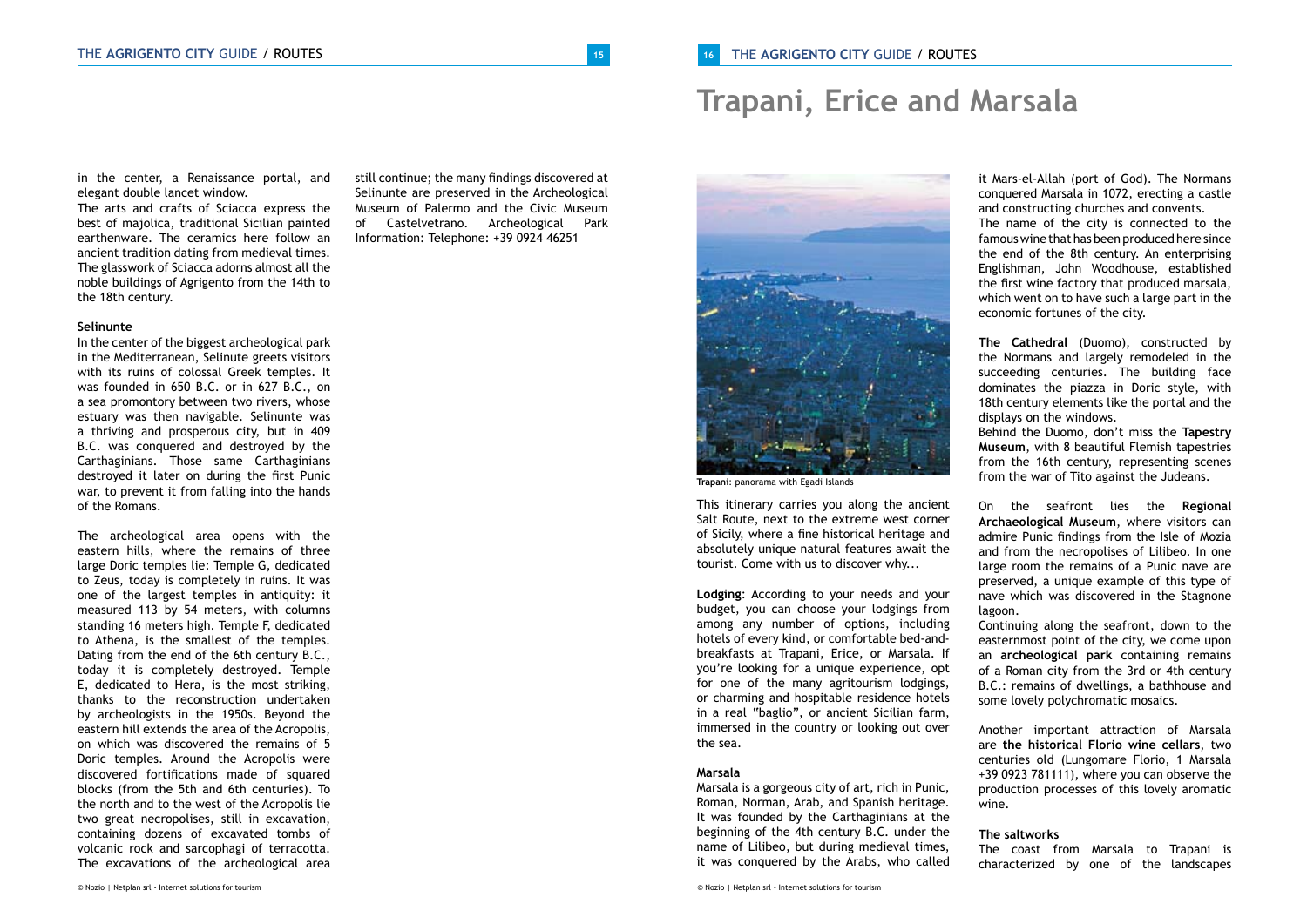in the center, a Renaissance portal, and elegant double lancet window.

The arts and crafts of Sciacca express the best of majolica, traditional Sicilian painted earthenware. The ceramics here follow an ancient tradition dating from medieval times. The glasswork of Sciacca adorns almost all the noble buildings of Agrigento from the 14th to the 18th century.

**Selinunte**

In the center of the biggest archeological park in the Mediterranean, Selinunte greets visitors with its ruins of colossal Greek temples. It was founded in 650 B.C. or in 627 B.C., on a sea promontory between two rivers, whose estuary was then navigable. Selinunte was a thriving and prosperous city, but in 409 B.C. was conquered and destroyed by the Carthaginians. Those same Carthaginians destroyed it later on during the first Punic war, to prevent it from falling into the hands of the Romans.

The archeological area opens with the eastern hills, where the remains of three large Doric temples lie: Temple G, dedicated to Zeus, today is completely in ruins. It was one of the largest temples in antiquity: it measured 113 by 54 meters, with columns standing 16 meters high. Temple F, dedicated to Athena, is the smallest of the temples. Dating from the end of the 6th century B.C., today it is completely destroyed. Temple E, dedicated to Hera, is the most striking, thanks to the reconstruction undertaken by archeologists in the 1950s. Beyond the eastern hill extends the area of the Acropolis, on which was discovered the remains of 5 Doric temples. Around the Acropolis were discovered fortifications made of squared blocks (from the 5th and 6th centuries). To the north and to the west of the Acropolis lie two great necropolises, still in excavation, containing dozens of excavated tombs of volcanic rock and sarcophagi of terracotta. The excavations of the archeological area still continue; the many findings discovered at Selinunte are preserved in the Archeological Museum of Palermo and the Civic Museum of Castelvetrano. Archeological Park Information: Telephone: +39 0924 46251

# Trapani, Erice and Marsala

**Trapani**: panorama with Egadi Islands

This itinerary carries you along the ancient Salt Route, next to the extreme west corner of Sicily, where a fine historical heritage and absolutely unique natural features await the tourist. Come with us to discover why...

**Lodging**: According to your needs and your budget, you can choose your lodgings from among any number of options, including hotels of every kind, or comfortable bed-and-breakfasts at Trapani, Erice, or Marsala. If you're looking for a unique experience, opt for one of the many agritourism lodgings, or charming and hospitable residence hotels in a real "baglio", or ancient Sicilian farm, immersed in the country or looking out over the sea.

**Marsala**

Marsala is a gorgeous city of art, rich in Punic, Roman, Norman, Arab, and Spanish heritage. It was founded by the Carthaginians at the beginning of the 4th century B.C. under the name of Lilibeo, but during medieval times, it was conquered by the Arabs, who called it Mars-el-Allah (port of God). The Normans conquered Marsala in 1072, erecting a castle and constructing churches and convents.

The name of the city is connected to the famous wine that has been produced here since the end of the 8th century. An enterprising Englishman, John Woodhouse, established the first wine factory that produced marsala, which went on to have such a large part in the economic fortunes of the city.

**The Cathedral** (Duomo), constructed by the Normans and largely remodeled in the succeeding centuries. The building face dominates the piazza in Doric style, with 18th century elements like the portal and the displays on the windows.

Behind the Duomo, don't miss the **Tapestry Museum**, with 8 beautiful Flemish tapestries from the 16th century, representing scenes from the war of Tito against the Judeans.

On the seafront lies the **Regional Archaeological Museum**, where visitors can admire Punic findings from the Isle of Mozia and from the necropolises of Lilibeo. In one large room the remains of a Punic nave are preserved, a unique example of this type of nave which was discovered in the Stagnone lagoon.

Continuing along the seafront, down to the easternmost point of the city, we come upon an **archeological park** containing remains of a Roman city from the 3rd or 4th century B.C.: remains of dwellings, a bathhouse and some lovely polychromatic mosaics.

Another important attraction of Marsala are **the historical Florio wine cellars**, two centuries old (Lungomare Florio, 1 Marsala +39 0923 781111), where you can observe the production processes of this lovely aromatic wine.

**The saltworks**

The coast from Marsala to Trapani is characterized by one of the landscapes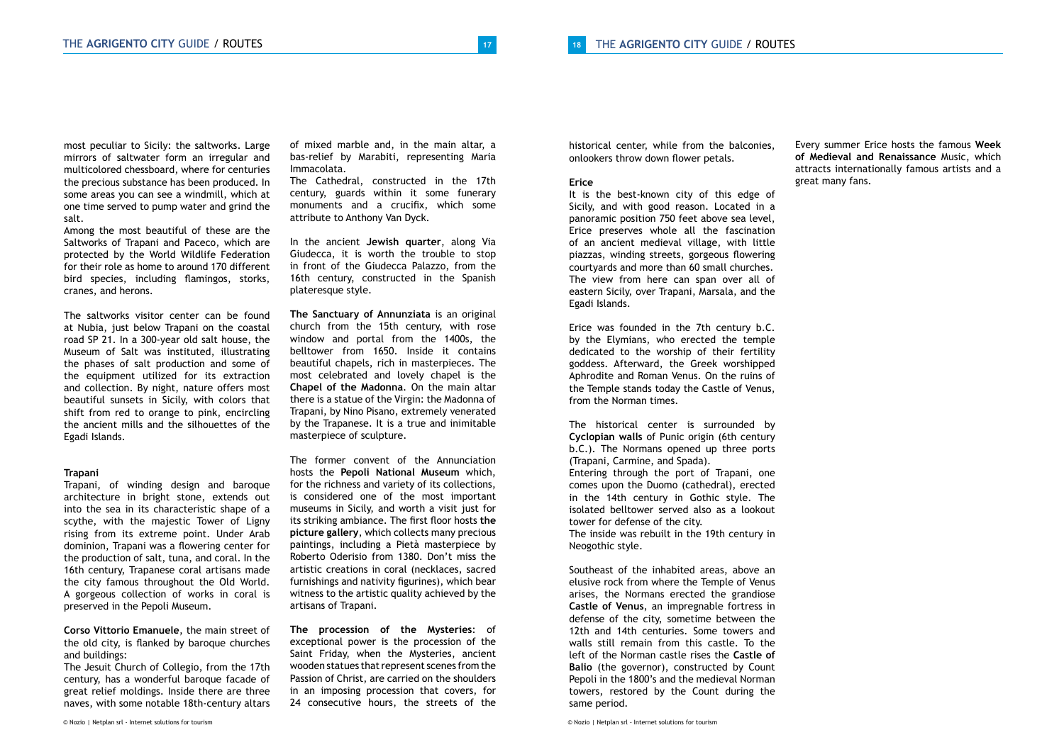most peculiar to Sicily: the saltworks. Large mirrors of saltwater form an irregular and multicolored chessboard, where for centuries the precious substance has been produced. In some areas you can see a windmill, which at one time served to pump water and grind the salt.

Among the most beautiful of these are the Saltworks of Trapani and Paceco, which are protected by the World Wildlife Federation for their role as home to around 170 different bird species, including flamingos, storks, cranes, and herons.

The saltworks visitor center can be found at Nubia, just below Trapani on the coastal road SP 21. In a 300-year old salt house, the Museum of Salt was instituted, illustrating the phases of salt production and some of the equipment utilized for its extraction and collection. By night, nature offers most beautiful sunsets in Sicily, with colors that shift from red to orange to pink, encircling the ancient mills and the silhouettes of the Egadi Islands.

**Trapani**

Trapani, of winding design and baroque architecture in bright stone, extends out into the sea in its characteristic shape of a scythe, with the majestic Tower of Ligny rising from its extreme point. Under Arab dominion, Trapani was a flowering center for the production of salt, tuna, and coral. In the 16th century, Trapanese coral artisans made the city famous throughout the Old World. A gorgeous collection of works in coral is preserved in the Pepoli Museum.

**Corso Vittorio Emanuele**, the main street of the old city, is flanked by baroque churches and buildings:

The Jesuit Church of Collegio, from the 17th century, has a wonderful baroque facade of great relief moldings. Inside there are three naves, with some notable 18th-century altars of mixed marble and, in the main altar, a bas-relief by Marabiti, representing Maria Immacolata.

The Cathedral, constructed in the 17th century, guards within it some funerary monuments and a crucifix, which some attribute to Anthony Van Dyck.

In the ancient **Jewish quarter**, along Via Giudecca, it is worth the trouble to stop in front of the Giudecca Palazzo, from the 16th century, constructed in the Spanish plateresque style.

**The Sanctuary of Annunziata** is an original church from the 15th century, with rose window and portal from the 1400s, the belltower from 1650. Inside it contains beautiful chapels, rich in masterpieces. The most celebrated and lovely chapel is the **Chapel of the Madonna**. On the main altar there is a statue of the Virgin: the Madonna of Trapani, by Nino Pisano, extremely venerated by the Trapanese. It is a true and inimitable masterpiece of sculpture.

The former convent of the Annunciation hosts the **Pepoli National Museum** which, for the richness and variety of its collections, is considered one of the most important museums in Sicily, and worth a visit just for its striking ambiance. The first floor hosts **the picture gallery**, which collects many precious paintings, including a Pietà masterpiece by Roberto Oderisio from 1380. Don't miss the artistic creations in coral (necklaces, sacred furnishings and nativity figurines), which bear witness to the artistic quality achieved by the artisans of Trapani.

**The procession of the Mysteries**: of exceptional power is the procession of the Saint Friday, when the Mysteries, ancient wooden statues that represent scenes from the Passion of Christ, are carried on the shoulders in an imposing procession that covers, for 24 consecutive hours, the streets of the historical center, while from the balconies, onlookers throw down flower petals.

**Erice**

It is the best-known city of this edge of Sicily, and with good reason. Located in a panoramic position 750 feet above sea level, Erice preserves whole all the fascination of an ancient medieval village, with little piazzas, winding streets, gorgeous flowering courtyards and more than 60 small churches. The view from here can span over all of eastern Sicily, over Trapani, Marsala, and the Egadi Islands.

Erice was founded in the 7th century b.C. by the Elymians, who erected the temple dedicated to the worship of their fertility goddess. Afterward, the Greek worshipped Aphrodite and Roman Venus. On the ruins of the Temple stands today the Castle of Venus, from the Norman times.

The historical center is surrounded by **Cyclopian walls** of Punic origin (6th century b.C.). The Normans opened up three ports (Trapani, Carmine, and Spada).

Entering through the port of Trapani, one comes upon the Duomo (cathedral), erected in the 14th century in Gothic style. The isolated belltower served also as a lookout tower for defense of the city.

The inside was rebuilt in the 19th century in Neogothic style.

Southeast of the inhabited areas, above an elusive rock from where the Temple of Venus arises, the Normans erected the grandiose **Castle of Venus**, an impregnable fortress in defense of the city, sometime between the 12th and 14th centuries. Some towers and walls still remain from this castle. To the left of the Norman castle rises the **Castle of Balio** (the governor), constructed by Count Pepoli in the 1800's and the medieval Norman towers, restored by the Count during the same period.

Every summer Erice hosts the famous **Week of Medieval and Renaissance** Music, which attracts internationally famous artists and a great many fans.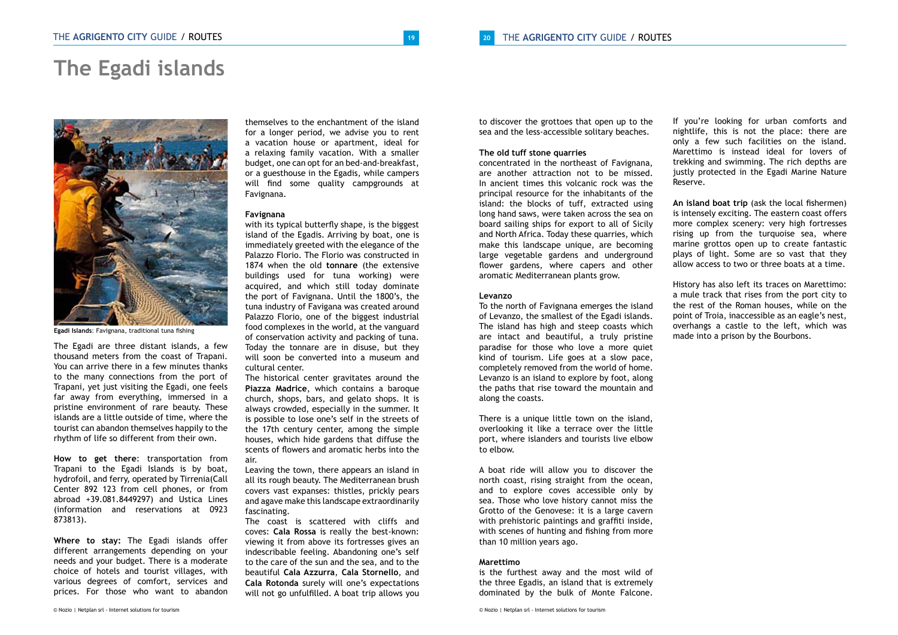# The Egadi islands

**Egadi Islands**: Favignana, traditional tuna fishing

The Egadi are three distant islands, a few thousand meters from the coast of Trapani. You can arrive there in a few minutes thanks to the many connections from the port of Trapani, yet just visiting the Egadi, one feels far away from everything, immersed in a pristine environment of rare beauty. These islands are a little outside of time, where the tourist can abandon themselves happily to the rhythm of life so different from their own.

**How to get there**: transportation from Trapani to the Egadi Islands is by boat, hydrofoil, and ferry, operated by Tirrenia(Call Center 892 123 from cell phones, or from abroad +39.081.8449297) and Ustica Lines (information and reservations at 0923 873813).

**Where to stay:** The Egadi islands offer different arrangements depending on your needs and your budget. There is a moderate choice of hotels and tourist villages, with various degrees of comfort, services and prices. For those who want to abandon themselves to the enchantment of the island for a longer period, we advise you to rent a vacation house or apartment, ideal for a relaxing family vacation. With a smaller budget, one can opt for an bed-and-breakfast, or a guesthouse in the Egadis, while campers will find some quality campgrounds at Favignana.

**Favignana**

with its typical butterfly shape, is the biggest island of the Egadis. Arriving by boat, one is immediately greeted with the elegance of the Palazzo Florio. The Florio was constructed in 1874 when the old **tonnare** (the extensive buildings used for tuna working) were acquired, and which still today dominate the port of Favignana. Until the 1800's, the tuna industry of Favigana was created around Palazzo Florio, one of the biggest industrial food complexes in the world, at the vanguard of conservation activity and packing of tuna. Today the tonnare are in disuse, but they will soon be converted into a museum and cultural center.

The historical center gravitates around the **Piazza Madrice**, which contains a baroque church, shops, bars, and gelato shops. It is always crowded, especially in the summer. It is possible to lose one's self in the streets of the 17th century center, among the simple houses, which hide gardens that diffuse the scents of flowers and aromatic herbs into the air.

Leaving the town, there appears an island in all its rough beauty. The Mediterranean brush covers vast expanses: thistles, prickly pears and agave make this landscape extraordinarily fascinating.

The coast is scattered with cliffs and coves: **Cala Rossa** is really the best-known: viewing it from above its fortresses gives an indescribable feeling. Abandoning one's self to the care of the sun and the sea, and to the beautiful **Cala Azzurra**, **Cala Stornello**, and **Cala Rotonda** surely will one's expectations will not go unfulfilled. A boat trip allows you to discover the grottoes that open up to the sea and the less-accessible solitary beaches.

**The old tuff stone quarries**

concentrated in the northeast of Favignana, are another attraction not to be missed. In ancient times this volcanic rock was the principal resource for the inhabitants of the island: the blocks of tuff, extracted using long hand saws, were taken across the sea on board sailing ships for export to all of Sicily and North Africa. Today these quarries, which make this landscape unique, are becoming large vegetable gardens and underground flower gardens, where capers and other aromatic Mediterranean plants grow.

**Levanzo**

To the north of Favignana emerges the island of Levanzo, the smallest of the Egadi islands. The island has high and steep coasts which are intact and beautiful, a truly pristine paradise for those who love a more quiet kind of tourism. Life goes at a slow pace, completely removed from the world of home. Levanzo is an island to explore by foot, along the paths that rise toward the mountain and along the coasts.

There is a unique little town on the island, overlooking it like a terrace over the little port, where islanders and tourists live elbow to elbow.

A boat ride will allow you to discover the north coast, rising straight from the ocean, and to explore coves accessible only by sea. Those who love history cannot miss the Grotto of the Genovese: it is a large cavern with prehistoric paintings and graffiti inside, with scenes of hunting and fishing from more than 10 million years ago.

**Marettimo**

is the furthest away and the most wild of the three Egadis, an island that is extremely dominated by the bulk of Monte Falcone. If you're looking for urban comforts and nightlife, this is not the place: there are only a few such facilities on the island. Marettimo is instead ideal for lovers of trekking and swimming. The rich depths are justly protected in the Egadi Marine Nature Reserve.

**An island boat trip** (ask the local fishermen) is intensely exciting. The eastern coast offers more complex scenery: very high fortresses rising up from the turquoise sea, where marine grottos open up to create fantastic plays of light. Some are so vast that they allow access to two or three boats at a time.

History has also left its traces on Marettimo: a mule track that rises from the port city to the rest of the Roman houses, while on the point of Troia, inaccessible as an eagle's nest, overhangs a castle to the left, which was made into a prison by the Bourbons.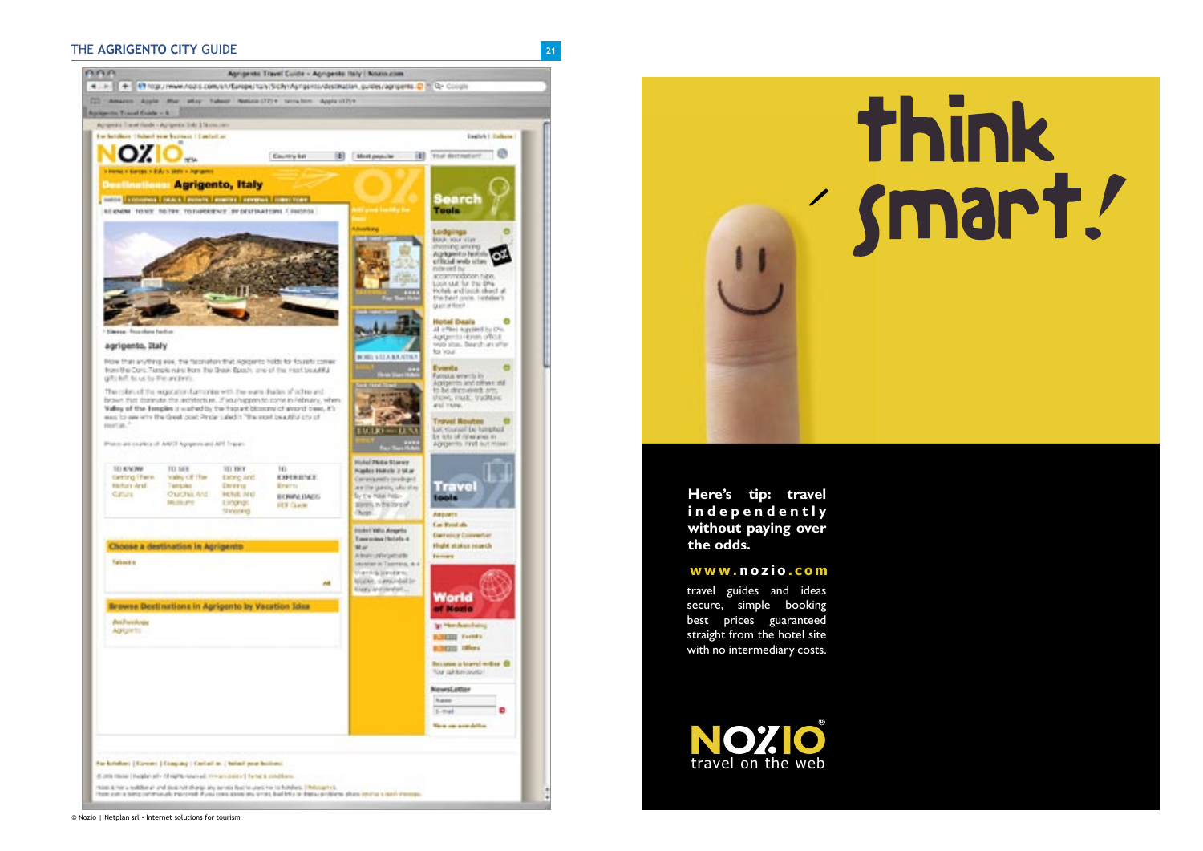Here's tip: travel independently without paying over the odds.

**www.nozio.com**

travel guides and ideas
secure, simple booking
best prices guaranteed
straight from the hotel site
with no intermediary costs.

NOZIO®
travel on the web

think smart!

© Nozio | Netplan srl - Internet solutions for tourism